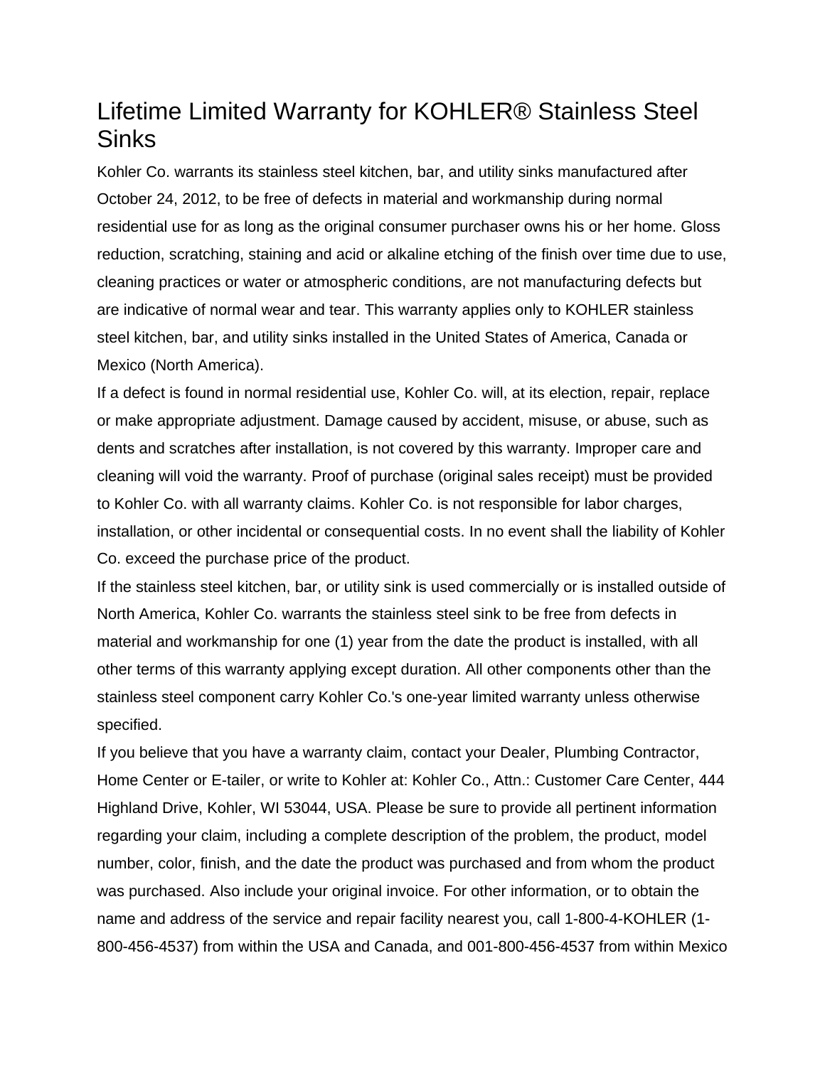# Lifetime Limited Warranty for KOHLER® Stainless Steel Sinks

Kohler Co. warrants its stainless steel kitchen, bar, and utility sinks manufactured after October 24, 2012, to be free of defects in material and workmanship during normal residential use for as long as the original consumer purchaser owns his or her home. Gloss reduction, scratching, staining and acid or alkaline etching of the finish over time due to use, cleaning practices or water or atmospheric conditions, are not manufacturing defects but are indicative of normal wear and tear. This warranty applies only to KOHLER stainless steel kitchen, bar, and utility sinks installed in the United States of America, Canada or Mexico (North America).

If a defect is found in normal residential use, Kohler Co. will, at its election, repair, replace or make appropriate adjustment. Damage caused by accident, misuse, or abuse, such as dents and scratches after installation, is not covered by this warranty. Improper care and cleaning will void the warranty. Proof of purchase (original sales receipt) must be provided to Kohler Co. with all warranty claims. Kohler Co. is not responsible for labor charges, installation, or other incidental or consequential costs. In no event shall the liability of Kohler Co. exceed the purchase price of the product.

If the stainless steel kitchen, bar, or utility sink is used commercially or is installed outside of North America, Kohler Co. warrants the stainless steel sink to be free from defects in material and workmanship for one (1) year from the date the product is installed, with all other terms of this warranty applying except duration. All other components other than the stainless steel component carry Kohler Co.'s one-year limited warranty unless otherwise specified.

If you believe that you have a warranty claim, contact your Dealer, Plumbing Contractor, Home Center or E-tailer, or write to Kohler at: Kohler Co., Attn.: Customer Care Center, 444 Highland Drive, Kohler, WI 53044, USA. Please be sure to provide all pertinent information regarding your claim, including a complete description of the problem, the product, model number, color, finish, and the date the product was purchased and from whom the product was purchased. Also include your original invoice. For other information, or to obtain the name and address of the service and repair facility nearest you, call 1-800-4-KOHLER (1-800-456-4537) from within the USA and Canada, and 001-800-456-4537 from within Mexico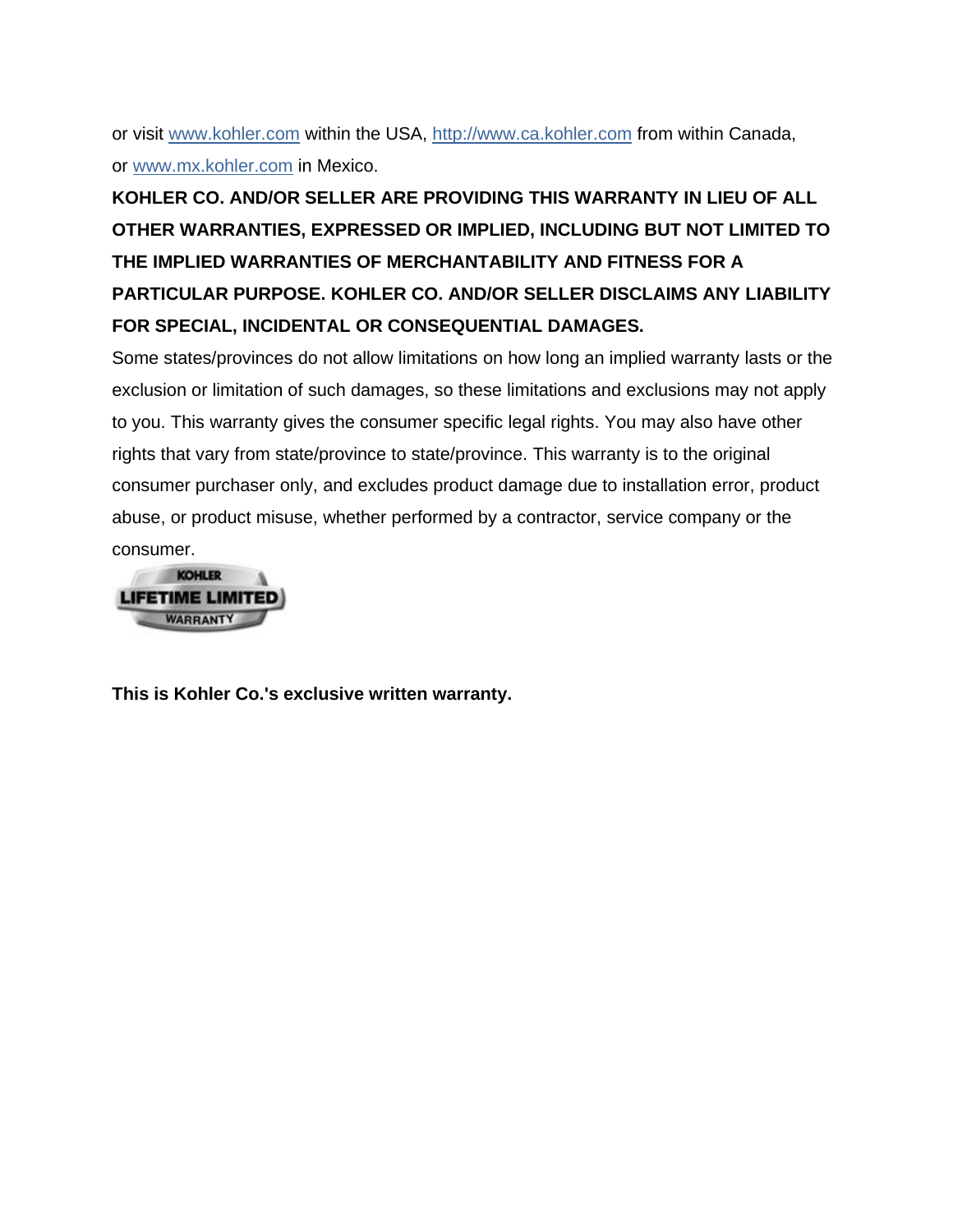or visit www.kohler.com within the USA, http://www.ca.kohler.com from within Canada, or www.mx.kohler.com in Mexico.

**KOHLER CO. AND/OR SELLER ARE PROVIDING THIS WARRANTY IN LIEU OF ALL OTHER WARRANTIES, EXPRESSED OR IMPLIED, INCLUDING BUT NOT LIMITED TO THE IMPLIED WARRANTIES OF MERCHANTABILITY AND FITNESS FOR A PARTICULAR PURPOSE. KOHLER CO. AND/OR SELLER DISCLAIMS ANY LIABILITY FOR SPECIAL, INCIDENTAL OR CONSEQUENTIAL DAMAGES.**

Some states/provinces do not allow limitations on how long an implied warranty lasts or the exclusion or limitation of such damages, so these limitations and exclusions may not apply to you. This warranty gives the consumer specific legal rights. You may also have other rights that vary from state/province to state/province. This warranty is to the original consumer purchaser only, and excludes product damage due to installation error, product abuse, or product misuse, whether performed by a contractor, service company or the consumer.

KOHLER LIFETIME LIMITED WARRANTY

**This is Kohler Co.'s exclusive written warranty.**